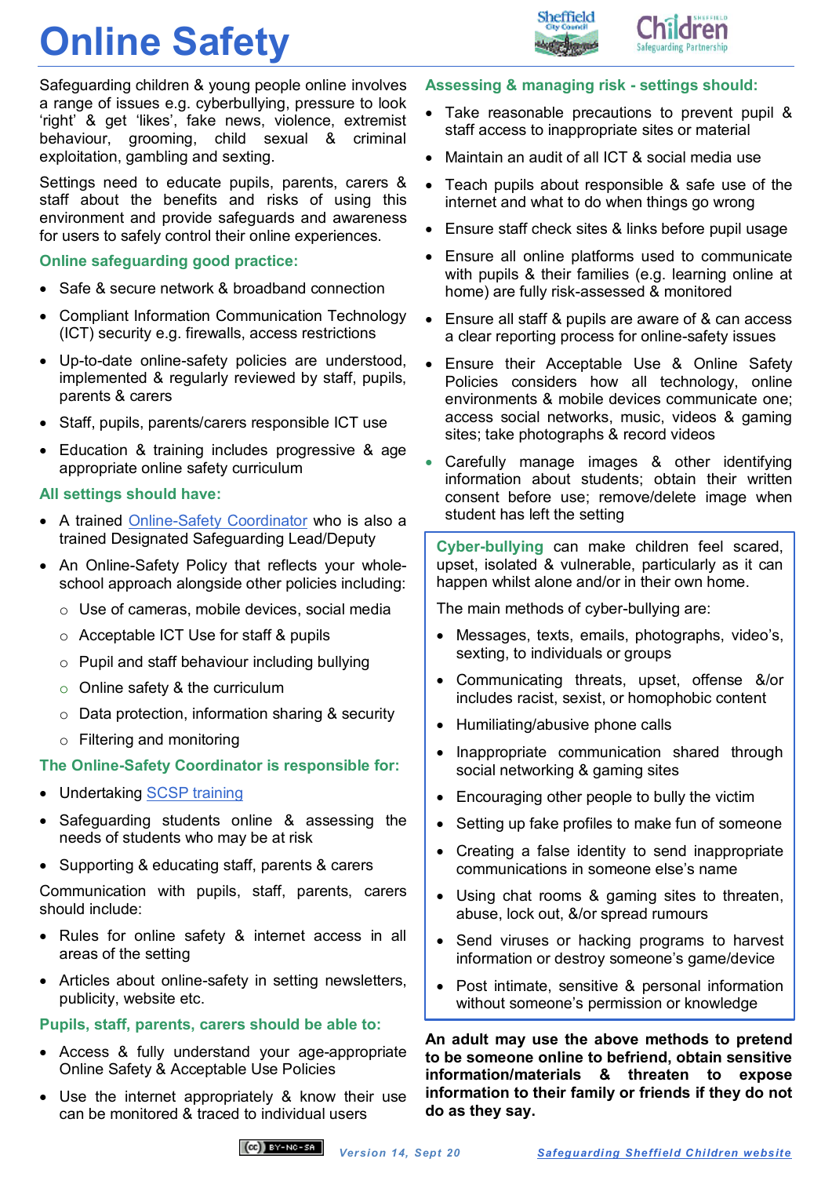# Online Safety

Safeguarding children & young people online involves a range of issues e.g. cyberbullying, pressure to look 'right' & get 'likes', fake news, violence, extremist behaviour, grooming, child sexual & criminal exploitation, gambling and sexting.

Settings need to educate pupils, parents, carers & staff about the benefits and risks of using this environment and provide safeguards and awareness for users to safely control their online experiences.

### Online safeguarding good practice:

- Safe & secure network & broadband connection
- Compliant Information Communication Technology (ICT) security e.g. firewalls, access restrictions
- Up-to-date online-safety policies are understood, implemented & regularly reviewed by staff, pupils, parents & carers
- Staff, pupils, parents/carers responsible ICT use
- Education & training includes progressive & age appropriate online safety curriculum

### All settings should have:

- A trained Online-Safety Coordinator who is also a trained Designated Safeguarding Lead/Deputy
- An Online-Safety Policy that reflects your whole-school approach alongside other policies including:
  - Use of cameras, mobile devices, social media
  - Acceptable ICT Use for staff & pupils
  - Pupil and staff behaviour including bullying
  - Online safety & the curriculum
  - Data protection, information sharing & security
  - Filtering and monitoring

### The Online-Safety Coordinator is responsible for:

- Undertaking SCSP training
- Safeguarding students online & assessing the needs of students who may be at risk
- Supporting & educating staff, parents & carers

Communication with pupils, staff, parents, carers should include:

- Rules for online safety & internet access in all areas of the setting
- Articles about online-safety in setting newsletters, publicity, website etc.

### Pupils, staff, parents, carers should be able to:

- Access & fully understand your age-appropriate Online Safety & Acceptable Use Policies
- Use the internet appropriately & know their use can be monitored & traced to individual users

### Assessing & managing risk - settings should:

- Take reasonable precautions to prevent pupil & staff access to inappropriate sites or material
- Maintain an audit of all ICT & social media use
- Teach pupils about responsible & safe use of the internet and what to do when things go wrong
- Ensure staff check sites & links before pupil usage
- Ensure all online platforms used to communicate with pupils & their families (e.g. learning online at home) are fully risk-assessed & monitored
- Ensure all staff & pupils are aware of & can access a clear reporting process for online-safety issues
- Ensure their Acceptable Use & Online Safety Policies considers how all technology, online environments & mobile devices communicate one; access social networks, music, videos & gaming sites; take photographs & record videos
- Carefully manage images & other identifying information about students; obtain their written consent before use; remove/delete image when student has left the setting

**Cyber-bullying** can make children feel scared, upset, isolated & vulnerable, particularly as it can happen whilst alone and/or in their own home.

The main methods of cyber-bullying are:

- Messages, texts, emails, photographs, video's, sexting, to individuals or groups
- Communicating threats, upset, offense &/or includes racist, sexist, or homophobic content
- Humiliating/abusive phone calls
- Inappropriate communication shared through social networking & gaming sites
- Encouraging other people to bully the victim
- Setting up fake profiles to make fun of someone
- Creating a false identity to send inappropriate communications in someone else's name
- Using chat rooms & gaming sites to threaten, abuse, lock out, &/or spread rumours
- Send viruses or hacking programs to harvest information or destroy someone's game/device
- Post intimate, sensitive & personal information without someone's permission or knowledge

**An adult may use the above methods to pretend to be someone online to befriend, obtain sensitive information/materials & threaten to expose information to their family or friends if they do not do as they say.**

Version 14, Sept 20 — Safeguarding Sheffield Children website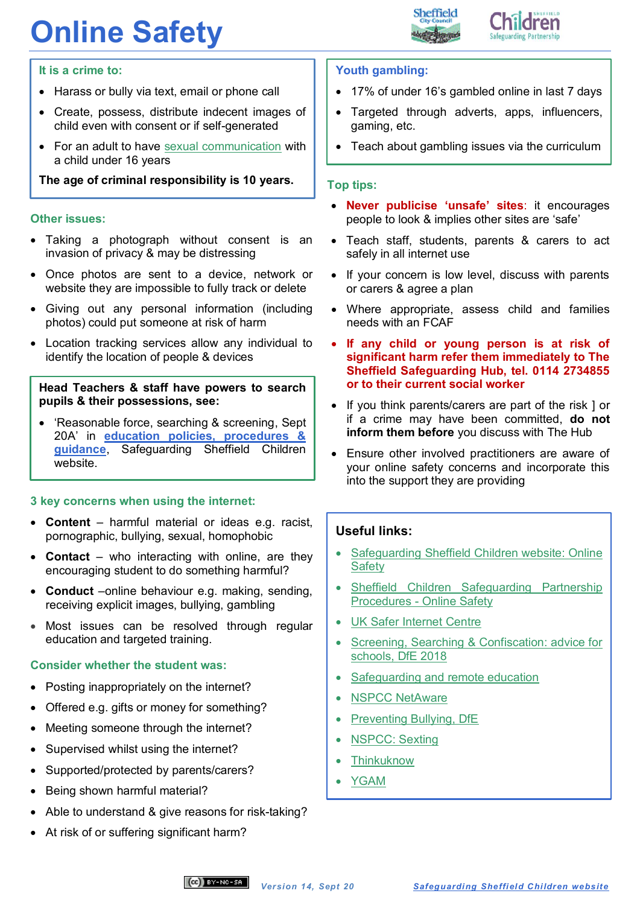# Online Safety

## It is a crime to:

- Harass or bully via text, email or phone call
- Create, possess, distribute indecent images of child even with consent or if self-generated
- For an adult to have sexual communication with a child under 16 years

**The age of criminal responsibility is 10 years.**

## Other issues:

- Taking a photograph without consent is an invasion of privacy & may be distressing
- Once photos are sent to a device, network or website they are impossible to fully track or delete
- Giving out any personal information (including photos) could put someone at risk of harm
- Location tracking services allow any individual to identify the location of people & devices

**Head Teachers & staff have powers to search pupils & their possessions, see:**

- 'Reasonable force, searching & screening, Sept 20A' in **education policies, procedures & guidance**, Safeguarding Sheffield Children website.

## 3 key concerns when using the internet:

- **Content** – harmful material or ideas e.g. racist, pornographic, bullying, sexual, homophobic
- **Contact** – who interacting with online, are they encouraging student to do something harmful?
- **Conduct** –online behaviour e.g. making, sending, receiving explicit images, bullying, gambling
- Most issues can be resolved through regular education and targeted training.

## Consider whether the student was:

- Posting inappropriately on the internet?
- Offered e.g. gifts or money for something?
- Meeting someone through the internet?
- Supervised whilst using the internet?
- Supported/protected by parents/carers?
- Being shown harmful material?
- Able to understand & give reasons for risk-taking?
- At risk of or suffering significant harm?

## Youth gambling:

- 17% of under 16's gambled online in last 7 days
- Targeted through adverts, apps, influencers, gaming, etc.
- Teach about gambling issues via the curriculum

## Top tips:

- **Never publicise 'unsafe' sites**: it encourages people to look & implies other sites are 'safe'
- Teach staff, students, parents & carers to act safely in all internet use
- If your concern is low level, discuss with parents or carers & agree a plan
- Where appropriate, assess child and families needs with an FCAF
- **If any child or young person is at risk of significant harm refer them immediately to The Sheffield Safeguarding Hub, tel. 0114 2734855 or to their current social worker**
- If you think parents/carers are part of the risk ] or if a crime may have been committed, **do not inform them before** you discuss with The Hub
- Ensure other involved practitioners are aware of your online safety concerns and incorporate this into the support they are providing

## Useful links:

- Safeguarding Sheffield Children website: Online Safety
- Sheffield Children Safeguarding Partnership Procedures - Online Safety
- UK Safer Internet Centre
- Screening, Searching & Confiscation: advice for schools, DfE 2018
- Safeguarding and remote education
- NSPCC NetAware
- Preventing Bullying, DfE
- NSPCC: Sexting
- Thinkuknow
- YGAM

Version 14, Sept 20 — Safeguarding Sheffield Children website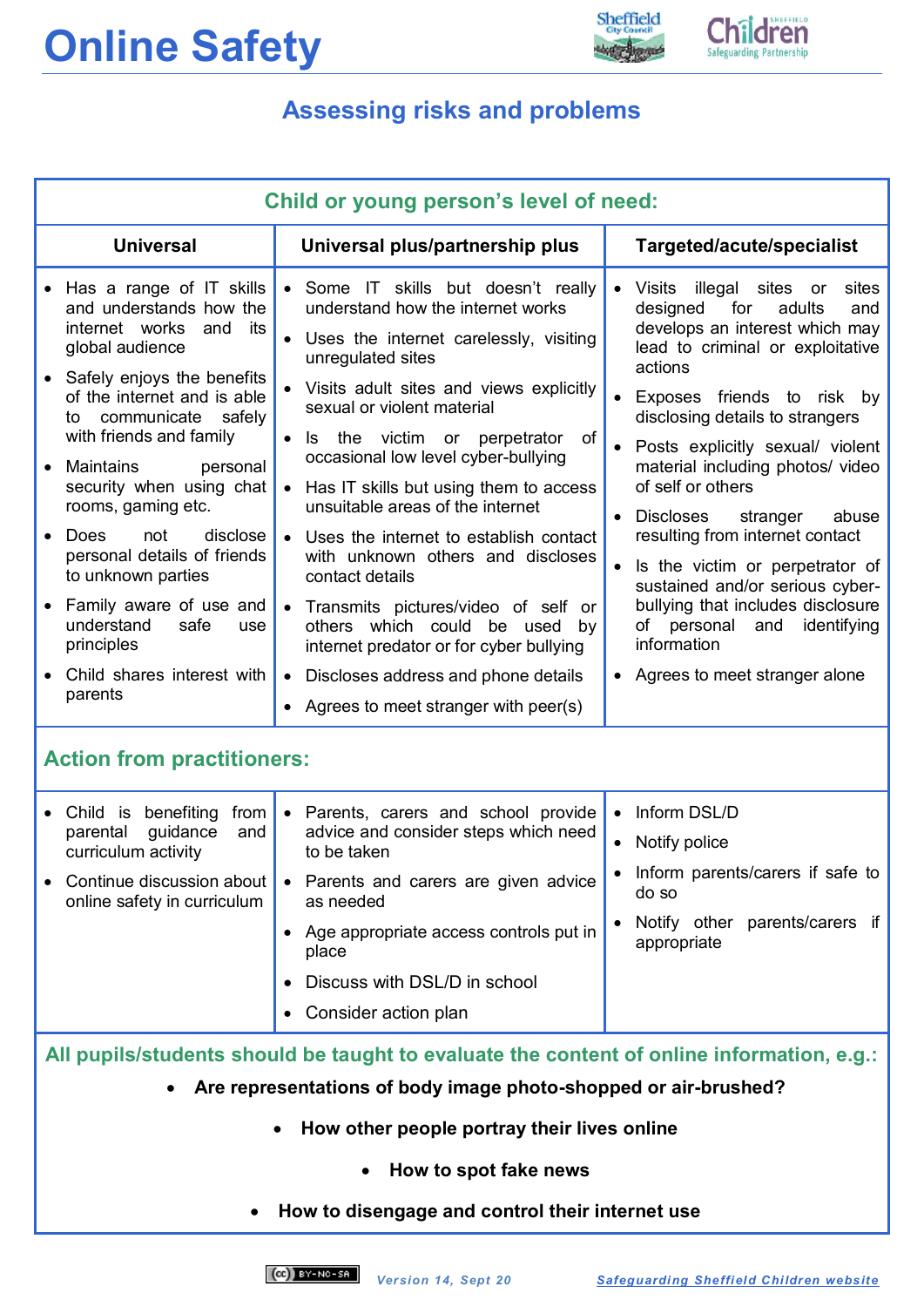# Online Safety

## Assessing risks and problems

**Child or young person's level of need:**

| Universal | Universal plus/partnership plus | Targeted/acute/specialist |
|---|---|---|
| • Has a range of IT skills and understands how the internet works and its global audience<br>• Safely enjoys the benefits of the internet and is able to communicate safely with friends and family<br>• Maintains personal security when using chat rooms, gaming etc.<br>• Does not disclose personal details of friends to unknown parties<br>• Family aware of use and understand safe use principles<br>• Child shares interest with parents | • Some IT skills but doesn't really understand how the internet works<br>• Uses the internet carelessly, visiting unregulated sites<br>• Visits adult sites and views explicitly sexual or violent material<br>• Is the victim or perpetrator of occasional low level cyber-bullying<br>• Has IT skills but using them to access unsuitable areas of the internet<br>• Uses the internet to establish contact with unknown others and discloses contact details<br>• Transmits pictures/video of self or others which could be used by internet predator or for cyber bullying<br>• Discloses address and phone details<br>• Agrees to meet stranger with peer(s) | • Visits illegal sites or sites designed for adults and develops an interest which may lead to criminal or exploitative actions<br>• Exposes friends to risk by disclosing details to strangers<br>• Posts explicitly sexual/ violent material including photos/ video of self or others<br>• Discloses stranger abuse resulting from internet contact<br>• Is the victim or perpetrator of sustained and/or serious cyber-bullying that includes disclosure of personal and identifying information<br>• Agrees to meet stranger alone |

**Action from practitioners:**

| | | |
|---|---|---|
| • Child is benefiting from parental guidance and curriculum activity<br>• Continue discussion about online safety in curriculum | • Parents, carers and school provide advice and consider steps which need to be taken<br>• Parents and carers are given advice as needed<br>• Age appropriate access controls put in place<br>• Discuss with DSL/D in school<br>• Consider action plan | • Inform DSL/D<br>• Notify police<br>• Inform parents/carers if safe to do so<br>• Notify other parents/carers if appropriate |

**All pupils/students should be taught to evaluate the content of online information, e.g.:**

- **Are representations of body image photo-shopped or air-brushed?**
- **How other people portray their lives online**
- **How to spot fake news**
- **How to disengage and control their internet use**

Version 14, Sept 20 — Safeguarding Sheffield Children website